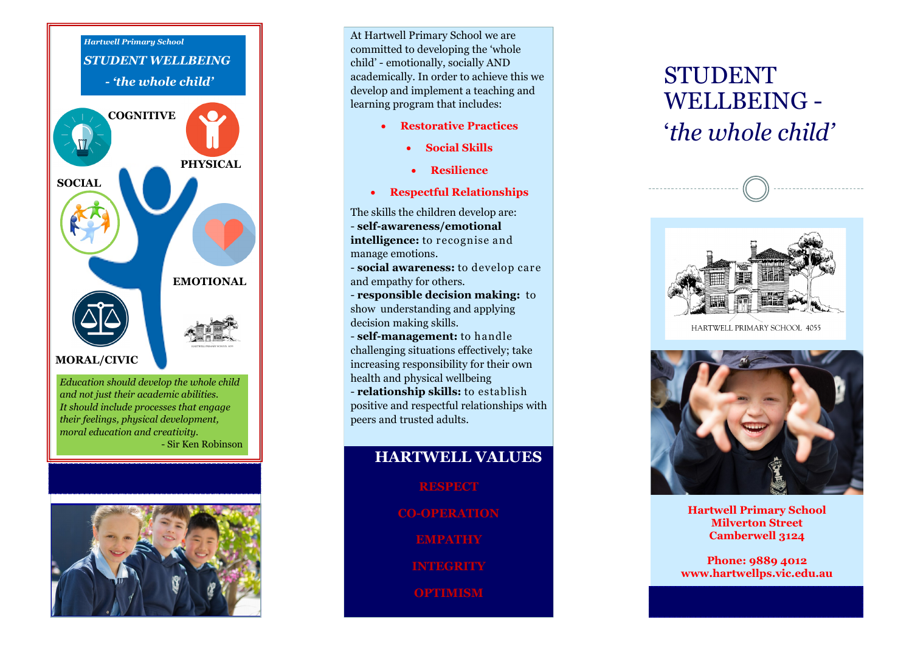*Hartwell Primary School*

## *STUDENT WELLBEING*

### *- 'the whole child'*

COGNITIVE

PHYSICAL

SOCIAL

EMOTIONAL

MORAL/CIVIC

*Education should develop the whole child and not just their academic abilities. It should include processes that engage their feelings, physical development, moral education and creativity.*
- Sir Ken Robinson

At Hartwell Primary School we are committed to developing the 'whole child' - emotionally, socially AND academically. In order to achieve this we develop and implement a teaching and learning program that includes:

- **Restorative Practices**
- **Social Skills**
- **Resilience**
- **Respectful Relationships**

The skills the children develop are:

- **self-awareness/emotional intelligence:** to recognise and manage emotions.
- **social awareness:** to develop care and empathy for others.
- **responsible decision making:** to show understanding and applying decision making skills.
- **self-management:** to handle challenging situations effectively; take increasing responsibility for their own health and physical wellbeing
- **relationship skills:** to establish positive and respectful relationships with peers and trusted adults.

## HARTWELL VALUES

**RESPECT**

**CO-OPERATION**

**EMPATHY**

**INTEGRITY**

**OPTIMISM**

# STUDENT WELLBEING - '*the whole child*'

HARTWELL PRIMARY SCHOOL 4055

**Hartwell Primary School**
**Milverton Street**
**Camberwell 3124**

**Phone: 9889 4012**
**www.hartwellps.vic.edu.au**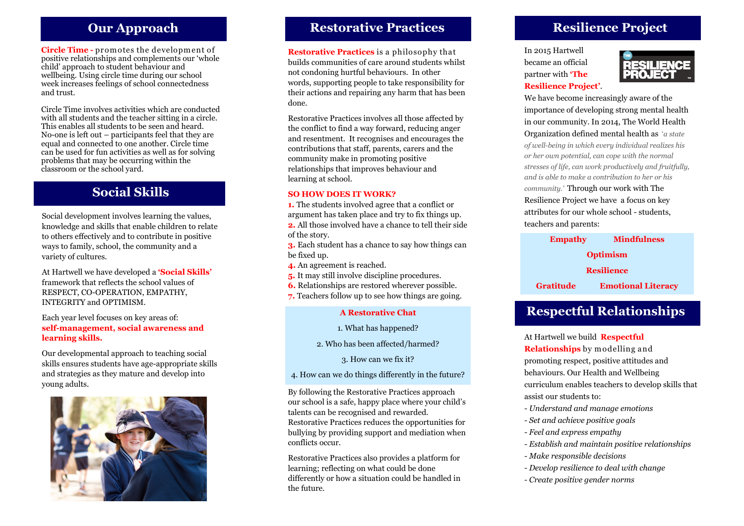## Our Approach

**Circle Time -** promotes the development of positive relationships and complements our 'whole child' approach to student behaviour and wellbeing. Using circle time during our school week increases feelings of school connectedness and trust.

Circle Time involves activities which are conducted with all students and the teacher sitting in a circle. This enables all students to be seen and heard. No-one is left out – participants feel that they are equal and connected to one another. Circle time can be used for fun activities as well as for solving problems that may be occurring within the classroom or the school yard.

## Social Skills

Social development involves learning the values, knowledge and skills that enable children to relate to others effectively and to contribute in positive ways to family, school, the community and a variety of cultures.

At Hartwell we have developed a **'Social Skills'** framework that reflects the school values of RESPECT, CO-OPERATION, EMPATHY, INTEGRITY and OPTIMISM.

Each year level focuses on key areas of: **self-management, social awareness and learning skills.**

Our developmental approach to teaching social skills ensures students have age-appropriate skills and strategies as they mature and develop into young adults.

## Restorative Practices

**Restorative Practices** is a philosophy that builds communities of care around students whilst not condoning hurtful behaviours. In other words, supporting people to take responsibility for their actions and repairing any harm that has been done.

Restorative Practices involves all those affected by the conflict to find a way forward, reducing anger and resentment. It recognises and encourages the contributions that staff, parents, carers and the community make in promoting positive relationships that improves behaviour and learning at school.

**SO HOW DOES IT WORK?**

1. The students involved agree that a conflict or argument has taken place and try to fix things up.
2. All those involved have a chance to tell their side of the story.
3. Each student has a chance to say how things can be fixed up.
4. An agreement is reached.
5. It may still involve discipline procedures.
6. Relationships are restored wherever possible.
7. Teachers follow up to see how things are going.

**A Restorative Chat**

1. What has happened?

2. Who has been affected/harmed?

3. How can we fix it?

4. How can we do things differently in the future?

By following the Restorative Practices approach our school is a safe, happy place where your child's talents can be recognised and rewarded. Restorative Practices reduces the opportunities for bullying by providing support and mediation when conflicts occur.

Restorative Practices also provides a platform for learning; reflecting on what could be done differently or how a situation could be handled in the future.

## Resilience Project

In 2015 Hartwell became an official partner with **'The Resilience Project'**.

We have become increasingly aware of the importance of developing strong mental health in our community. In 2014, The World Health Organization defined mental health as *'a state of well-being in which every individual realizes his or her own potential, can cope with the normal stresses of life, can work productively and fruitfully, and is able to make a contribution to her or his community.'* Through our work with The Resilience Project we have a focus on key attributes for our whole school - students, teachers and parents:

**Empathy** **Mindfulness**

**Optimism**

**Resilience**

**Gratitude** **Emotional Literacy**

## Respectful Relationships

At Hartwell we build **Respectful Relationships** by modelling and promoting respect, positive attitudes and behaviours. Our Health and Wellbeing curriculum enables teachers to develop skills that assist our students to:

- *Understand and manage emotions*
- *Set and achieve positive goals*
- *Feel and express empathy*
- *Establish and maintain positive relationships*
- *Make responsible decisions*
- *Develop resilience to deal with change*
- *Create positive gender norms*